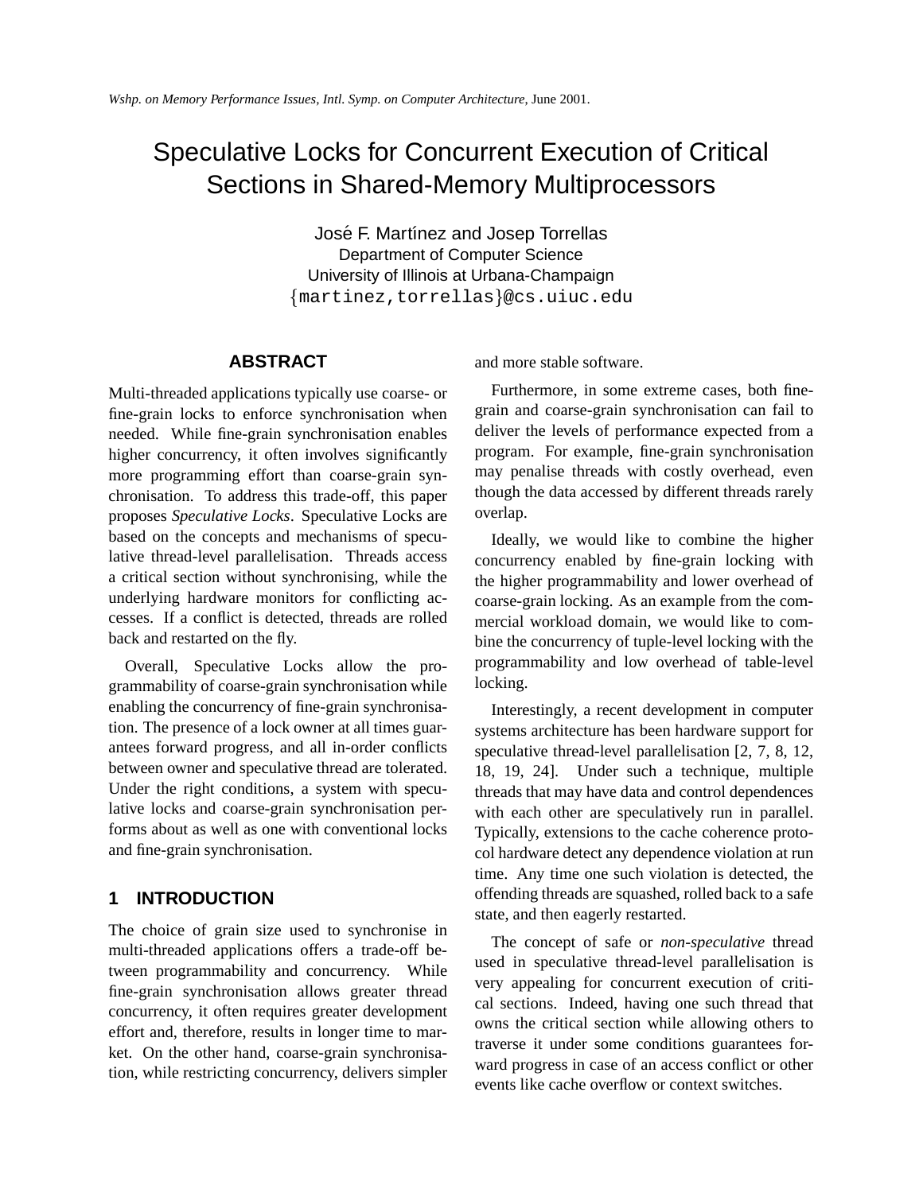Wshp. on Memory Performance Issues, Intl. Symp. on Computer Architecture, June 2001.

# Speculative Locks for Concurrent Execution of Critical Sections in Shared-Memory Multiprocessors

José F. Martínez and Josep Torrellas
Department of Computer Science
University of Illinois at Urbana-Champaign
{martinez,torrellas}@cs.uiuc.edu

## ABSTRACT

Multi-threaded applications typically use coarse- or fine-grain locks to enforce synchronisation when needed. While fine-grain synchronisation enables higher concurrency, it often involves significantly more programming effort than coarse-grain synchronisation. To address this trade-off, this paper proposes *Speculative Locks*. Speculative Locks are based on the concepts and mechanisms of speculative thread-level parallelisation. Threads access a critical section without synchronising, while the underlying hardware monitors for conflicting accesses. If a conflict is detected, threads are rolled back and restarted on the fly.

Overall, Speculative Locks allow the programmability of coarse-grain synchronisation while enabling the concurrency of fine-grain synchronisation. The presence of a lock owner at all times guarantees forward progress, and all in-order conflicts between owner and speculative thread are tolerated. Under the right conditions, a system with speculative locks and coarse-grain synchronisation performs about as well as one with conventional locks and fine-grain synchronisation.

## 1 INTRODUCTION

The choice of grain size used to synchronise in multi-threaded applications offers a trade-off between programmability and concurrency. While fine-grain synchronisation allows greater thread concurrency, it often requires greater development effort and, therefore, results in longer time to market. On the other hand, coarse-grain synchronisation, while restricting concurrency, delivers simpler and more stable software.

Furthermore, in some extreme cases, both fine-grain and coarse-grain synchronisation can fail to deliver the levels of performance expected from a program. For example, fine-grain synchronisation may penalise threads with costly overhead, even though the data accessed by different threads rarely overlap.

Ideally, we would like to combine the higher concurrency enabled by fine-grain locking with the higher programmability and lower overhead of coarse-grain locking. As an example from the commercial workload domain, we would like to combine the concurrency of tuple-level locking with the programmability and low overhead of table-level locking.

Interestingly, a recent development in computer systems architecture has been hardware support for speculative thread-level parallelisation [2, 7, 8, 12, 18, 19, 24]. Under such a technique, multiple threads that may have data and control dependences with each other are speculatively run in parallel. Typically, extensions to the cache coherence protocol hardware detect any dependence violation at run time. Any time one such violation is detected, the offending threads are squashed, rolled back to a safe state, and then eagerly restarted.

The concept of safe or *non-speculative* thread used in speculative thread-level parallelisation is very appealing for concurrent execution of critical sections. Indeed, having one such thread that owns the critical section while allowing others to traverse it under some conditions guarantees forward progress in case of an access conflict or other events like cache overflow or context switches.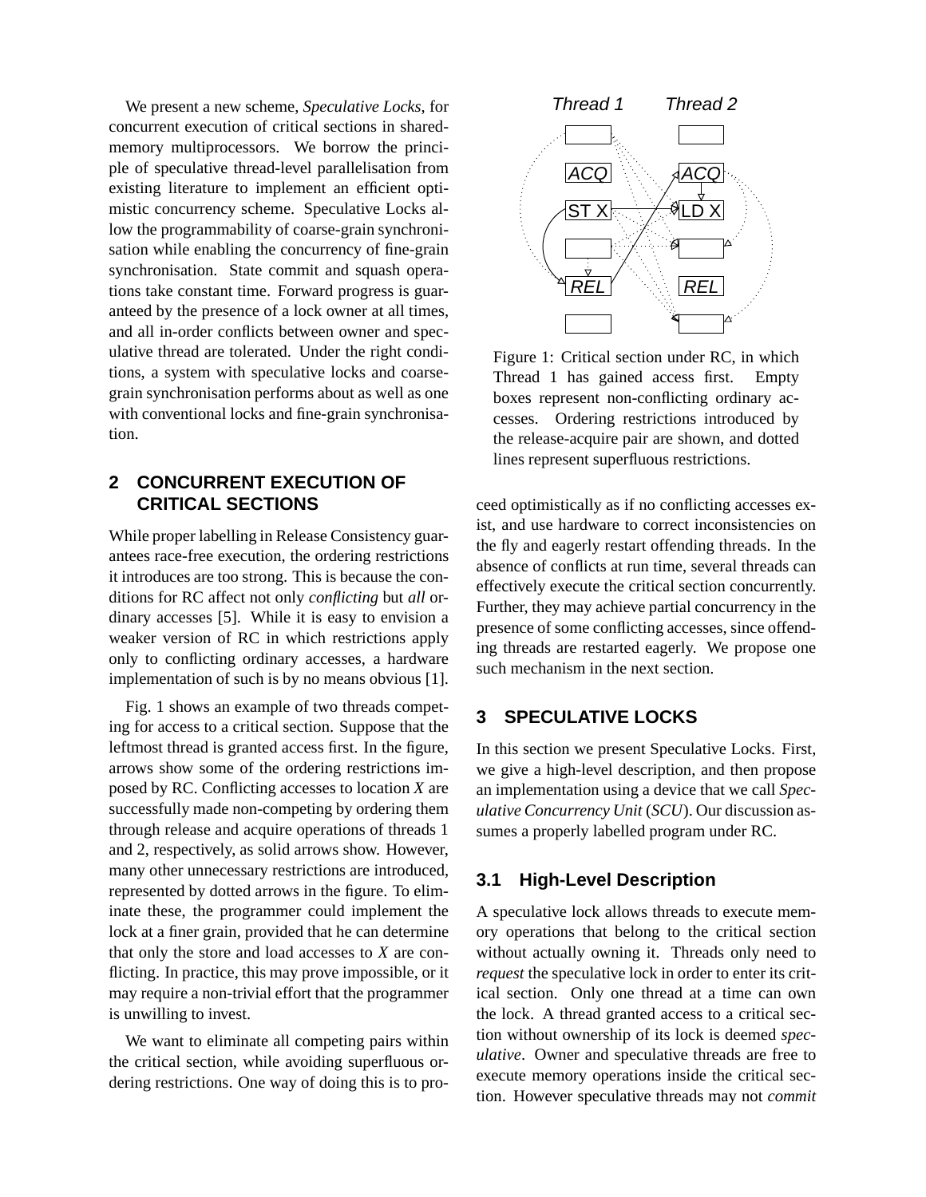We present a new scheme, *Speculative Locks*, for concurrent execution of critical sections in shared-memory multiprocessors. We borrow the principle of speculative thread-level parallelisation from existing literature to implement an efficient optimistic concurrency scheme. Speculative Locks allow the programmability of coarse-grain synchronisation while enabling the concurrency of fine-grain synchronisation. State commit and squash operations take constant time. Forward progress is guaranteed by the presence of a lock owner at all times, and all in-order conflicts between owner and speculative thread are tolerated. Under the right conditions, a system with speculative locks and coarse-grain synchronisation performs about as well as one with conventional locks and fine-grain synchronisation.

## 2 CONCURRENT EXECUTION OF CRITICAL SECTIONS

While proper labelling in Release Consistency guarantees race-free execution, the ordering restrictions it introduces are too strong. This is because the conditions for RC affect not only *conflicting* but *all* ordinary accesses [5]. While it is easy to envision a weaker version of RC in which restrictions apply only to conflicting ordinary accesses, a hardware implementation of such is by no means obvious [1].

Fig. 1 shows an example of two threads competing for access to a critical section. Suppose that the leftmost thread is granted access first. In the figure, arrows show some of the ordering restrictions imposed by RC. Conflicting accesses to location *X* are successfully made non-competing by ordering them through release and acquire operations of threads 1 and 2, respectively, as solid arrows show. However, many other unnecessary restrictions are introduced, represented by dotted arrows in the figure. To eliminate these, the programmer could implement the lock at a finer grain, provided that he can determine that only the store and load accesses to *X* are conflicting. In practice, this may prove impossible, or it may require a non-trivial effort that the programmer is unwilling to invest.

We want to eliminate all competing pairs within the critical section, while avoiding superfluous ordering restrictions. One way of doing this is to proceed optimistically as if no conflicting accesses exist, and use hardware to correct inconsistencies on the fly and eagerly restart offending threads. In the absence of conflicts at run time, several threads can effectively execute the critical section concurrently. Further, they may achieve partial concurrency in the presence of some conflicting accesses, since offending threads are restarted eagerly. We propose one such mechanism in the next section.

Figure 1: Critical section under RC, in which Thread 1 has gained access first. Empty boxes represent non-conflicting ordinary accesses. Ordering restrictions introduced by the release-acquire pair are shown, and dotted lines represent superfluous restrictions.

## 3 SPECULATIVE LOCKS

In this section we present Speculative Locks. First, we give a high-level description, and then propose an implementation using a device that we call *Speculative Concurrency Unit* (*SCU*). Our discussion assumes a properly labelled program under RC.

### 3.1 High-Level Description

A speculative lock allows threads to execute memory operations that belong to the critical section without actually owning it. Threads only need to *request* the speculative lock in order to enter its critical section. Only one thread at a time can own the lock. A thread granted access to a critical section without ownership of its lock is deemed *speculative*. Owner and speculative threads are free to execute memory operations inside the critical section. However speculative threads may not *commit*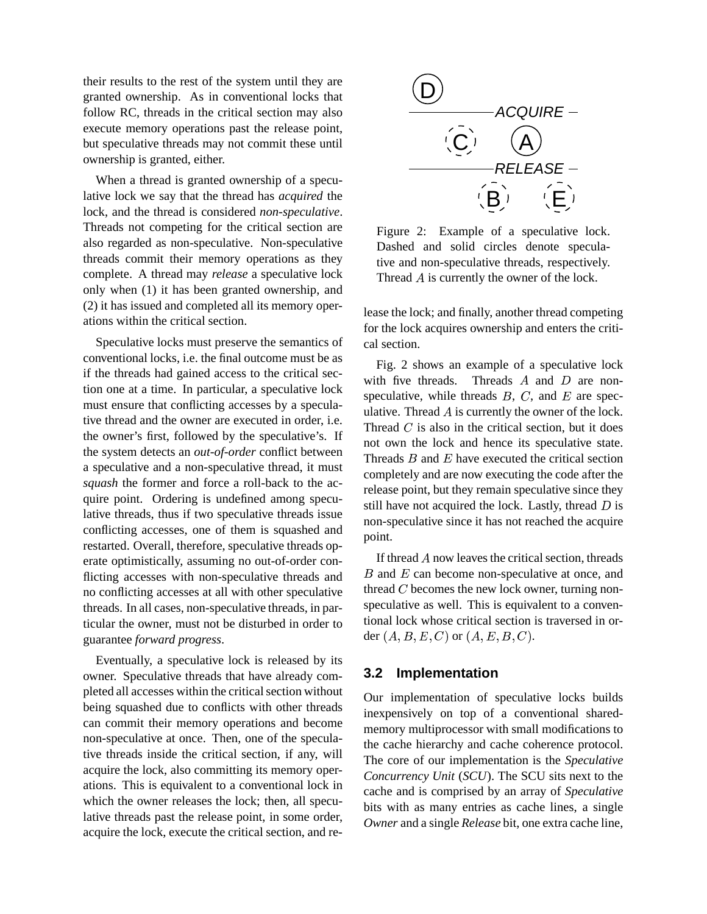their results to the rest of the system until they are granted ownership. As in conventional locks that follow RC, threads in the critical section may also execute memory operations past the release point, but speculative threads may not commit these until ownership is granted, either.

When a thread is granted ownership of a speculative lock we say that the thread has *acquired* the lock, and the thread is considered *non-speculative*. Threads not competing for the critical section are also regarded as non-speculative. Non-speculative threads commit their memory operations as they complete. A thread may *release* a speculative lock only when (1) it has been granted ownership, and (2) it has issued and completed all its memory operations within the critical section.

Speculative locks must preserve the semantics of conventional locks, i.e. the final outcome must be as if the threads had gained access to the critical section one at a time. In particular, a speculative lock must ensure that conflicting accesses by a speculative thread and the owner are executed in order, i.e. the owner's first, followed by the speculative's. If the system detects an *out-of-order* conflict between a speculative and a non-speculative thread, it must *squash* the former and force a roll-back to the acquire point. Ordering is undefined among speculative threads, thus if two speculative threads issue conflicting accesses, one of them is squashed and restarted. Overall, therefore, speculative threads operate optimistically, assuming no out-of-order conflicting accesses with non-speculative threads and no conflicting accesses at all with other speculative threads. In all cases, non-speculative threads, in particular the owner, must not be disturbed in order to guarantee *forward progress*.

Eventually, a speculative lock is released by its owner. Speculative threads that have already completed all accesses within the critical section without being squashed due to conflicts with other threads can commit their memory operations and become non-speculative at once. Then, one of the speculative threads inside the critical section, if any, will acquire the lock, also committing its memory operations. This is equivalent to a conventional lock in which the owner releases the lock; then, all speculative threads past the release point, in some order, acquire the lock, execute the critical section, and release the lock; and finally, another thread competing for the lock acquires ownership and enters the critical section.

Figure 2: Example of a speculative lock. Dashed and solid circles denote speculative and non-speculative threads, respectively. Thread $A$ is currently the owner of the lock.

Fig. 2 shows an example of a speculative lock with five threads. Threads $A$ and $D$ are non-speculative, while threads $B$, $C$, and $E$ are speculative. Thread $A$ is currently the owner of the lock. Thread $C$ is also in the critical section, but it does not own the lock and hence its speculative state. Threads $B$ and $E$ have executed the critical section completely and are now executing the code after the release point, but they remain speculative since they still have not acquired the lock. Lastly, thread $D$ is non-speculative since it has not reached the acquire point.

If thread $A$ now leaves the critical section, threads $B$ and $E$ can become non-speculative at once, and thread $C$ becomes the new lock owner, turning non-speculative as well. This is equivalent to a conventional lock whose critical section is traversed in order $(A, B, E, C)$ or $(A, E, B, C)$.

### 3.2 Implementation

Our implementation of speculative locks builds inexpensively on top of a conventional shared-memory multiprocessor with small modifications to the cache hierarchy and cache coherence protocol. The core of our implementation is the *Speculative Concurrency Unit* (*SCU*). The SCU sits next to the cache and is comprised by an array of *Speculative* bits with as many entries as cache lines, a single *Owner* and a single *Release* bit, one extra cache line,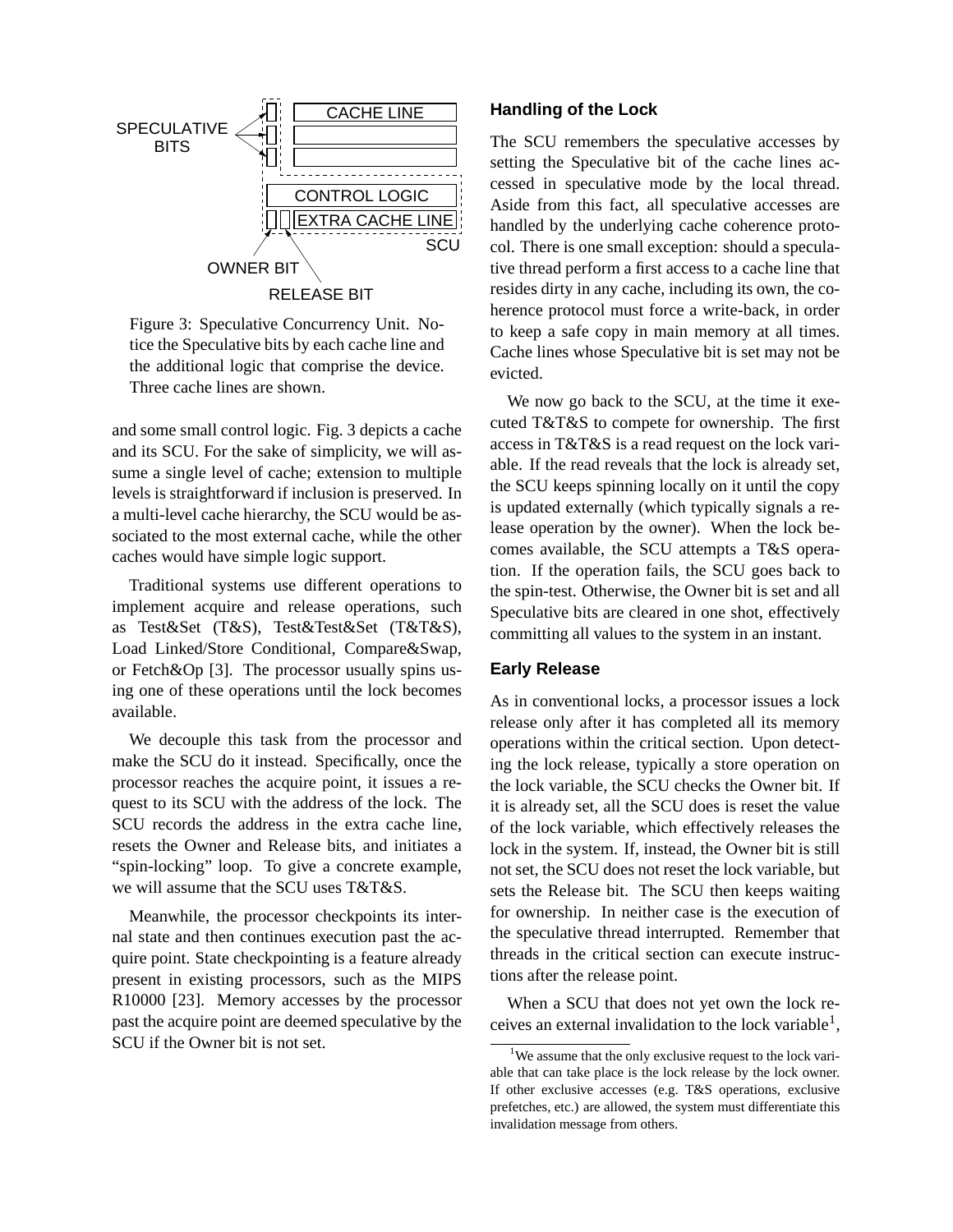Figure 3: Speculative Concurrency Unit. Notice the Speculative bits by each cache line and the additional logic that comprise the device. Three cache lines are shown.

and some small control logic. Fig. 3 depicts a cache and its SCU. For the sake of simplicity, we will assume a single level of cache; extension to multiple levels is straightforward if inclusion is preserved. In a multi-level cache hierarchy, the SCU would be associated to the most external cache, while the other caches would have simple logic support.

Traditional systems use different operations to implement acquire and release operations, such as Test&Set (T&S), Test&Test&Set (T&T&S), Load Linked/Store Conditional, Compare&Swap, or Fetch&Op [3]. The processor usually spins using one of these operations until the lock becomes available.

We decouple this task from the processor and make the SCU do it instead. Specifically, once the processor reaches the acquire point, it issues a request to its SCU with the address of the lock. The SCU records the address in the extra cache line, resets the Owner and Release bits, and initiates a "spin-locking" loop. To give a concrete example, we will assume that the SCU uses T&T&S.

Meanwhile, the processor checkpoints its internal state and then continues execution past the acquire point. State checkpointing is a feature already present in existing processors, such as the MIPS R10000 [23]. Memory accesses by the processor past the acquire point are deemed speculative by the SCU if the Owner bit is not set.

### Handling of the Lock

The SCU remembers the speculative accesses by setting the Speculative bit of the cache lines accessed in speculative mode by the local thread. Aside from this fact, all speculative accesses are handled by the underlying cache coherence protocol. There is one small exception: should a speculative thread perform a first access to a cache line that resides dirty in any cache, including its own, the coherence protocol must force a write-back, in order to keep a safe copy in main memory at all times. Cache lines whose Speculative bit is set may not be evicted.

We now go back to the SCU, at the time it executed T&T&S to compete for ownership. The first access in T&T&S is a read request on the lock variable. If the read reveals that the lock is already set, the SCU keeps spinning locally on it until the copy is updated externally (which typically signals a release operation by the owner). When the lock becomes available, the SCU attempts a T&S operation. If the operation fails, the SCU goes back to the spin-test. Otherwise, the Owner bit is set and all Speculative bits are cleared in one shot, effectively committing all values to the system in an instant.

### Early Release

As in conventional locks, a processor issues a lock release only after it has completed all its memory operations within the critical section. Upon detecting the lock release, typically a store operation on the lock variable, the SCU checks the Owner bit. If it is already set, all the SCU does is reset the value of the lock variable, which effectively releases the lock in the system. If, instead, the Owner bit is still not set, the SCU does not reset the lock variable, but sets the Release bit. The SCU then keeps waiting for ownership. In neither case is the execution of the speculative thread interrupted. Remember that threads in the critical section can execute instructions after the release point.

When a SCU that does not yet own the lock receives an external invalidation to the lock variable[1],

[1] We assume that the only exclusive request to the lock variable that can take place is the lock release by the lock owner. If other exclusive accesses (e.g. T&S operations, exclusive prefetches, etc.) are allowed, the system must differentiate this invalidation message from others.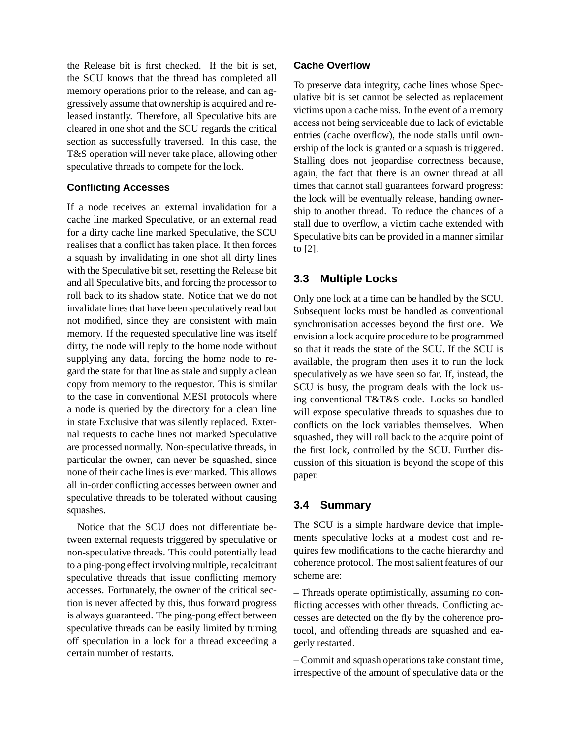the Release bit is first checked. If the bit is set, the SCU knows that the thread has completed all memory operations prior to the release, and can aggressively assume that ownership is acquired and released instantly. Therefore, all Speculative bits are cleared in one shot and the SCU regards the critical section as successfully traversed. In this case, the T&S operation will never take place, allowing other speculative threads to compete for the lock.

#### Conflicting Accesses

If a node receives an external invalidation for a cache line marked Speculative, or an external read for a dirty cache line marked Speculative, the SCU realises that a conflict has taken place. It then forces a squash by invalidating in one shot all dirty lines with the Speculative bit set, resetting the Release bit and all Speculative bits, and forcing the processor to roll back to its shadow state. Notice that we do not invalidate lines that have been speculatively read but not modified, since they are consistent with main memory. If the requested speculative line was itself dirty, the node will reply to the home node without supplying any data, forcing the home node to regard the state for that line as stale and supply a clean copy from memory to the requestor. This is similar to the case in conventional MESI protocols where a node is queried by the directory for a clean line in state Exclusive that was silently replaced. External requests to cache lines not marked Speculative are processed normally. Non-speculative threads, in particular the owner, can never be squashed, since none of their cache lines is ever marked. This allows all in-order conflicting accesses between owner and speculative threads to be tolerated without causing squashes.

Notice that the SCU does not differentiate between external requests triggered by speculative or non-speculative threads. This could potentially lead to a ping-pong effect involving multiple, recalcitrant speculative threads that issue conflicting memory accesses. Fortunately, the owner of the critical section is never affected by this, thus forward progress is always guaranteed. The ping-pong effect between speculative threads can be easily limited by turning off speculation in a lock for a thread exceeding a certain number of restarts.

#### Cache Overflow

To preserve data integrity, cache lines whose Speculative bit is set cannot be selected as replacement victims upon a cache miss. In the event of a memory access not being serviceable due to lack of evictable entries (cache overflow), the node stalls until ownership of the lock is granted or a squash is triggered. Stalling does not jeopardise correctness because, again, the fact that there is an owner thread at all times that cannot stall guarantees forward progress: the lock will be eventually release, handing ownership to another thread. To reduce the chances of a stall due to overflow, a victim cache extended with Speculative bits can be provided in a manner similar to [2].

### 3.3 Multiple Locks

Only one lock at a time can be handled by the SCU. Subsequent locks must be handled as conventional synchronisation accesses beyond the first one. We envision a lock acquire procedure to be programmed so that it reads the state of the SCU. If the SCU is available, the program then uses it to run the lock speculatively as we have seen so far. If, instead, the SCU is busy, the program deals with the lock using conventional T&T&S code. Locks so handled will expose speculative threads to squashes due to conflicts on the lock variables themselves. When squashed, they will roll back to the acquire point of the first lock, controlled by the SCU. Further discussion of this situation is beyond the scope of this paper.

### 3.4 Summary

The SCU is a simple hardware device that implements speculative locks at a modest cost and requires few modifications to the cache hierarchy and coherence protocol. The most salient features of our scheme are:

– Threads operate optimistically, assuming no conflicting accesses with other threads. Conflicting accesses are detected on the fly by the coherence protocol, and offending threads are squashed and eagerly restarted.

– Commit and squash operations take constant time, irrespective of the amount of speculative data or the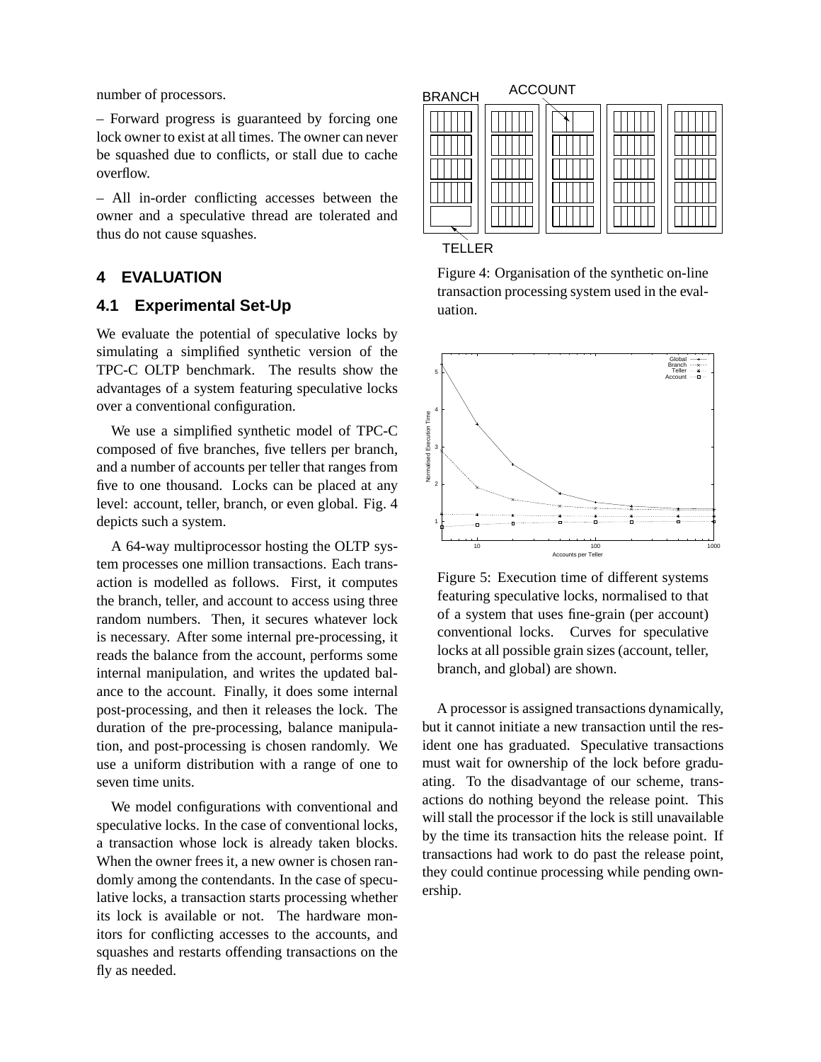number of processors.

– Forward progress is guaranteed by forcing one lock owner to exist at all times. The owner can never be squashed due to conflicts, or stall due to cache overflow.

– All in-order conflicting accesses between the owner and a speculative thread are tolerated and thus do not cause squashes.

## 4 EVALUATION

### 4.1 Experimental Set-Up

We evaluate the potential of speculative locks by simulating a simplified synthetic version of the TPC-C OLTP benchmark. The results show the advantages of a system featuring speculative locks over a conventional configuration.

We use a simplified synthetic model of TPC-C composed of five branches, five tellers per branch, and a number of accounts per teller that ranges from five to one thousand. Locks can be placed at any level: account, teller, branch, or even global. Fig. 4 depicts such a system.

A 64-way multiprocessor hosting the OLTP system processes one million transactions. Each transaction is modelled as follows. First, it computes the branch, teller, and account to access using three random numbers. Then, it secures whatever lock is necessary. After some internal pre-processing, it reads the balance from the account, performs some internal manipulation, and writes the updated balance to the account. Finally, it does some internal post-processing, and then it releases the lock. The duration of the pre-processing, balance manipulation, and post-processing is chosen randomly. We use a uniform distribution with a range of one to seven time units.

We model configurations with conventional and speculative locks. In the case of conventional locks, a transaction whose lock is already taken blocks. When the owner frees it, a new owner is chosen randomly among the contendants. In the case of speculative locks, a transaction starts processing whether its lock is available or not. The hardware monitors for conflicting accesses to the accounts, and squashes and restarts offending transactions on the fly as needed.

Figure 4: Organisation of the synthetic on-line transaction processing system used in the evaluation.

Figure 5: Execution time of different systems featuring speculative locks, normalised to that of a system that uses fine-grain (per account) conventional locks. Curves for speculative locks at all possible grain sizes (account, teller, branch, and global) are shown.

A processor is assigned transactions dynamically, but it cannot initiate a new transaction until the resident one has graduated. Speculative transactions must wait for ownership of the lock before graduating. To the disadvantage of our scheme, transactions do nothing beyond the release point. This will stall the processor if the lock is still unavailable by the time its transaction hits the release point. If transactions had work to do past the release point, they could continue processing while pending ownership.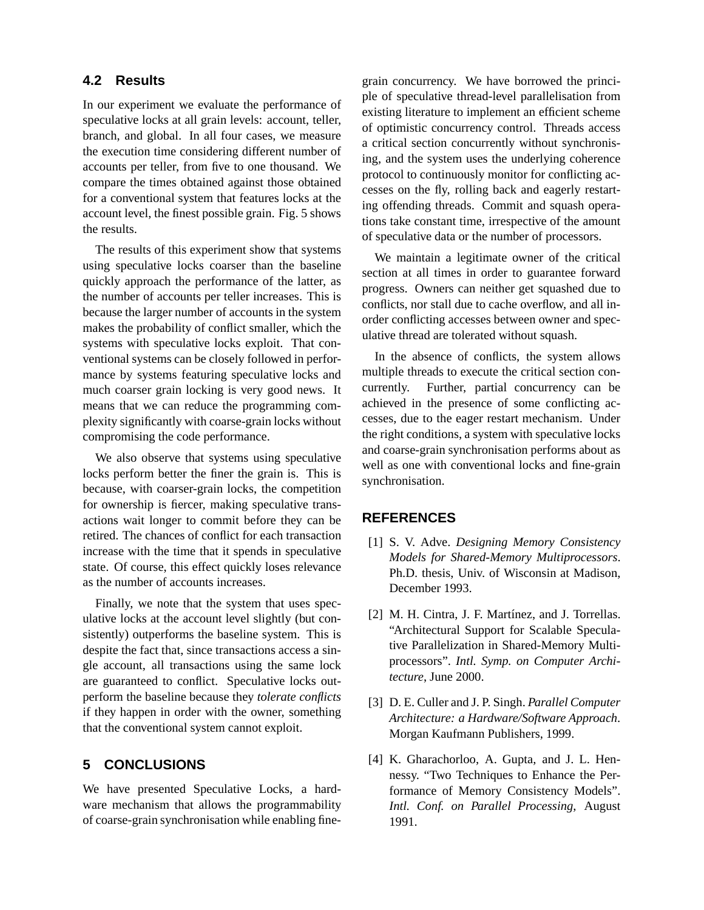### 4.2 Results

In our experiment we evaluate the performance of speculative locks at all grain levels: account, teller, branch, and global. In all four cases, we measure the execution time considering different number of accounts per teller, from five to one thousand. We compare the times obtained against those obtained for a conventional system that features locks at the account level, the finest possible grain. Fig. 5 shows the results.

The results of this experiment show that systems using speculative locks coarser than the baseline quickly approach the performance of the latter, as the number of accounts per teller increases. This is because the larger number of accounts in the system makes the probability of conflict smaller, which the systems with speculative locks exploit. That conventional systems can be closely followed in performance by systems featuring speculative locks and much coarser grain locking is very good news. It means that we can reduce the programming complexity significantly with coarse-grain locks without compromising the code performance.

We also observe that systems using speculative locks perform better the finer the grain is. This is because, with coarser-grain locks, the competition for ownership is fiercer, making speculative transactions wait longer to commit before they can be retired. The chances of conflict for each transaction increase with the time that it spends in speculative state. Of course, this effect quickly loses relevance as the number of accounts increases.

Finally, we note that the system that uses speculative locks at the account level slightly (but consistently) outperforms the baseline system. This is despite the fact that, since transactions access a single account, all transactions using the same lock are guaranteed to conflict. Speculative locks outperform the baseline because they *tolerate conflicts* if they happen in order with the owner, something that the conventional system cannot exploit.

## 5 CONCLUSIONS

We have presented Speculative Locks, a hardware mechanism that allows the programmability of coarse-grain synchronisation while enabling fine-grain concurrency. We have borrowed the principle of speculative thread-level parallelisation from existing literature to implement an efficient scheme of optimistic concurrency control. Threads access a critical section concurrently without synchronising, and the system uses the underlying coherence protocol to continuously monitor for conflicting accesses on the fly, rolling back and eagerly restarting offending threads. Commit and squash operations take constant time, irrespective of the amount of speculative data or the number of processors.

We maintain a legitimate owner of the critical section at all times in order to guarantee forward progress. Owners can neither get squashed due to conflicts, nor stall due to cache overflow, and all in-order conflicting accesses between owner and speculative thread are tolerated without squash.

In the absence of conflicts, the system allows multiple threads to execute the critical section concurrently. Further, partial concurrency can be achieved in the presence of some conflicting accesses, due to the eager restart mechanism. Under the right conditions, a system with speculative locks and coarse-grain synchronisation performs about as well as one with conventional locks and fine-grain synchronisation.

## REFERENCES

[1] S. V. Adve. *Designing Memory Consistency Models for Shared-Memory Multiprocessors*. Ph.D. thesis, Univ. of Wisconsin at Madison, December 1993.

[2] M. H. Cintra, J. F. Martínez, and J. Torrellas. "Architectural Support for Scalable Speculative Parallelization in Shared-Memory Multiprocessors". *Intl. Symp. on Computer Architecture*, June 2000.

[3] D. E. Culler and J. P. Singh. *Parallel Computer Architecture: a Hardware/Software Approach*. Morgan Kaufmann Publishers, 1999.

[4] K. Gharachorloo, A. Gupta, and J. L. Hennessy. "Two Techniques to Enhance the Performance of Memory Consistency Models". *Intl. Conf. on Parallel Processing*, August 1991.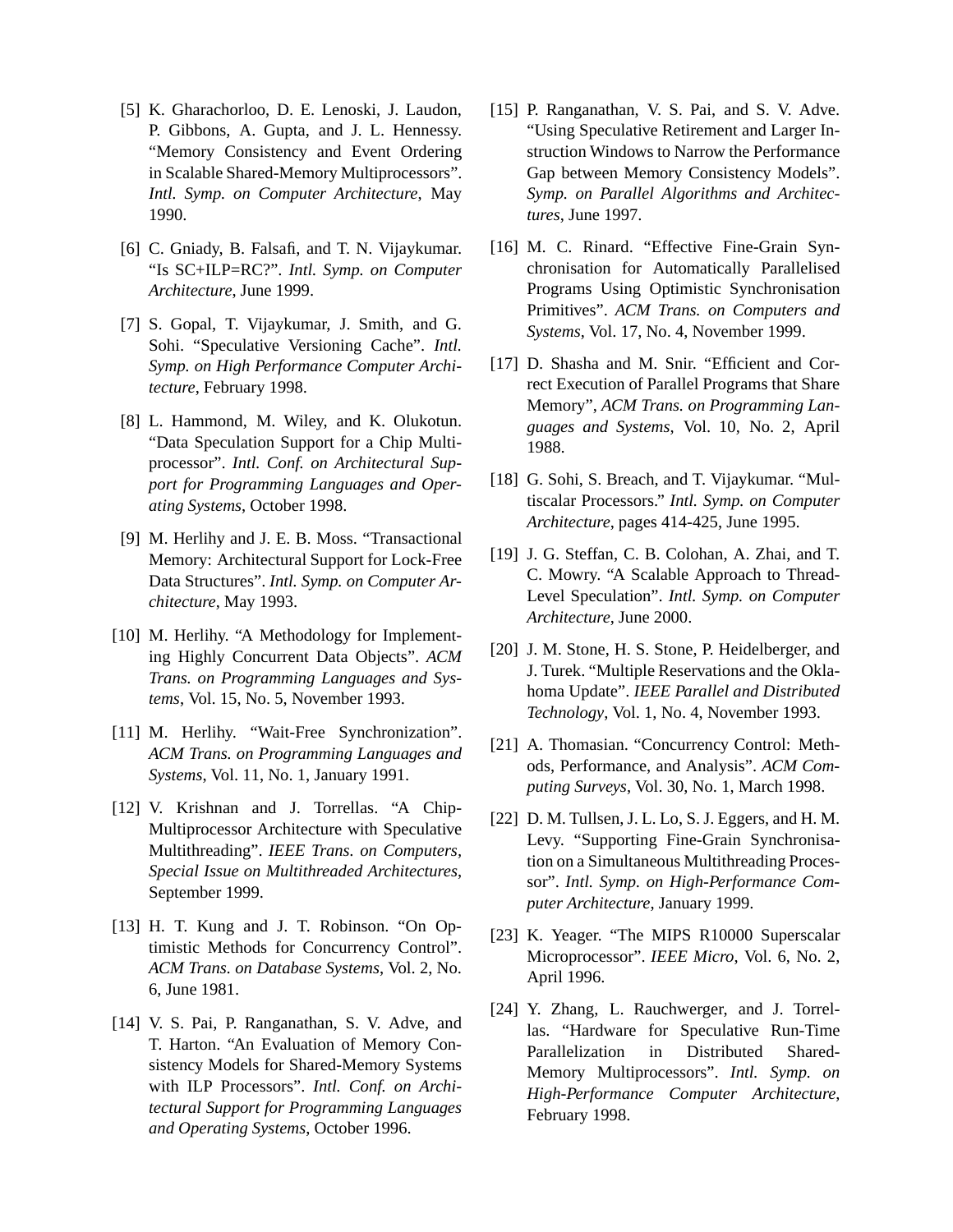[5] K. Gharachorloo, D. E. Lenoski, J. Laudon, P. Gibbons, A. Gupta, and J. L. Hennessy. "Memory Consistency and Event Ordering in Scalable Shared-Memory Multiprocessors". *Intl. Symp. on Computer Architecture*, May 1990.

[6] C. Gniady, B. Falsafi, and T. N. Vijaykumar. "Is SC+ILP=RC?". *Intl. Symp. on Computer Architecture*, June 1999.

[7] S. Gopal, T. Vijaykumar, J. Smith, and G. Sohi. "Speculative Versioning Cache". *Intl. Symp. on High Performance Computer Architecture*, February 1998.

[8] L. Hammond, M. Wiley, and K. Olukotun. "Data Speculation Support for a Chip Multiprocessor". *Intl. Conf. on Architectural Support for Programming Languages and Operating Systems*, October 1998.

[9] M. Herlihy and J. E. B. Moss. "Transactional Memory: Architectural Support for Lock-Free Data Structures". *Intl. Symp. on Computer Architecture*, May 1993.

[10] M. Herlihy. "A Methodology for Implementing Highly Concurrent Data Objects". *ACM Trans. on Programming Languages and Systems*, Vol. 15, No. 5, November 1993.

[11] M. Herlihy. "Wait-Free Synchronization". *ACM Trans. on Programming Languages and Systems*, Vol. 11, No. 1, January 1991.

[12] V. Krishnan and J. Torrellas. "A Chip-Multiprocessor Architecture with Speculative Multithreading". *IEEE Trans. on Computers, Special Issue on Multithreaded Architectures*, September 1999.

[13] H. T. Kung and J. T. Robinson. "On Optimistic Methods for Concurrency Control". *ACM Trans. on Database Systems*, Vol. 2, No. 6, June 1981.

[14] V. S. Pai, P. Ranganathan, S. V. Adve, and T. Harton. "An Evaluation of Memory Consistency Models for Shared-Memory Systems with ILP Processors". *Intl. Conf. on Architectural Support for Programming Languages and Operating Systems*, October 1996.

[15] P. Ranganathan, V. S. Pai, and S. V. Adve. "Using Speculative Retirement and Larger Instruction Windows to Narrow the Performance Gap between Memory Consistency Models". *Symp. on Parallel Algorithms and Architectures*, June 1997.

[16] M. C. Rinard. "Effective Fine-Grain Synchronisation for Automatically Parallelised Programs Using Optimistic Synchronisation Primitives". *ACM Trans. on Computers and Systems*, Vol. 17, No. 4, November 1999.

[17] D. Shasha and M. Snir. "Efficient and Correct Execution of Parallel Programs that Share Memory", *ACM Trans. on Programming Languages and Systems*, Vol. 10, No. 2, April 1988.

[18] G. Sohi, S. Breach, and T. Vijaykumar. "Multiscalar Processors." *Intl. Symp. on Computer Architecture*, pages 414-425, June 1995.

[19] J. G. Steffan, C. B. Colohan, A. Zhai, and T. C. Mowry. "A Scalable Approach to Thread-Level Speculation". *Intl. Symp. on Computer Architecture*, June 2000.

[20] J. M. Stone, H. S. Stone, P. Heidelberger, and J. Turek. "Multiple Reservations and the Oklahoma Update". *IEEE Parallel and Distributed Technology*, Vol. 1, No. 4, November 1993.

[21] A. Thomasian. "Concurrency Control: Methods, Performance, and Analysis". *ACM Computing Surveys*, Vol. 30, No. 1, March 1998.

[22] D. M. Tullsen, J. L. Lo, S. J. Eggers, and H. M. Levy. "Supporting Fine-Grain Synchronisation on a Simultaneous Multithreading Processor". *Intl. Symp. on High-Performance Computer Architecture*, January 1999.

[23] K. Yeager. "The MIPS R10000 Superscalar Microprocessor". *IEEE Micro*, Vol. 6, No. 2, April 1996.

[24] Y. Zhang, L. Rauchwerger, and J. Torrellas. "Hardware for Speculative Run-Time Parallelization in Distributed Shared-Memory Multiprocessors". *Intl. Symp. on High-Performance Computer Architecture*, February 1998.